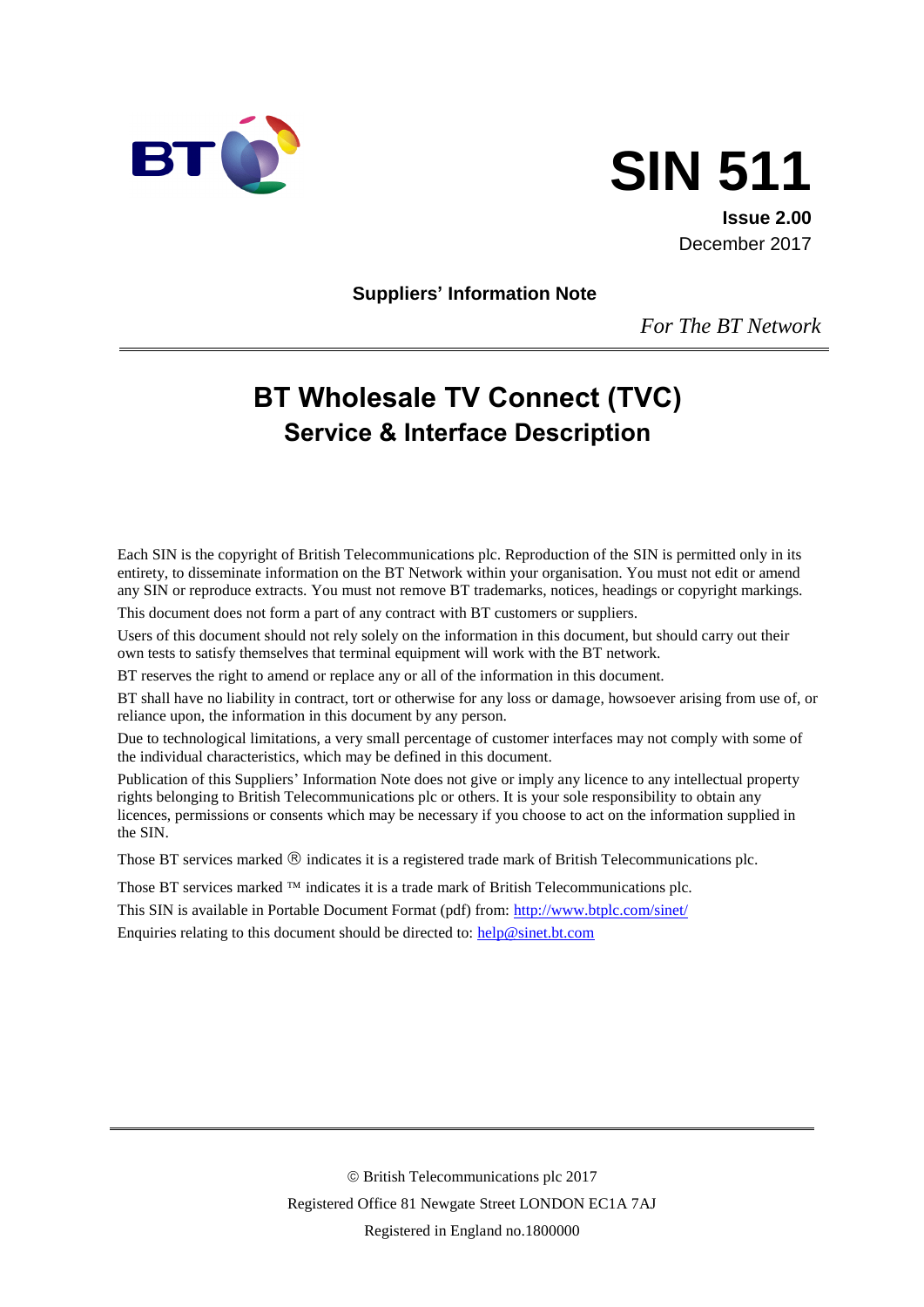# SIN 511

**Issue 2.00**

December 2017

**Suppliers' Information Note**

*For The BT Network*

# BT Wholesale TV Connect (TVC)

## Service & Interface Description

Each SIN is the copyright of British Telecommunications plc. Reproduction of the SIN is permitted only in its entirety, to disseminate information on the BT Network within your organisation. You must not edit or amend any SIN or reproduce extracts. You must not remove BT trademarks, notices, headings or copyright markings.

This document does not form a part of any contract with BT customers or suppliers.

Users of this document should not rely solely on the information in this document, but should carry out their own tests to satisfy themselves that terminal equipment will work with the BT network.

BT reserves the right to amend or replace any or all of the information in this document.

BT shall have no liability in contract, tort or otherwise for any loss or damage, howsoever arising from use of, or reliance upon, the information in this document by any person.

Due to technological limitations, a very small percentage of customer interfaces may not comply with some of the individual characteristics, which may be defined in this document.

Publication of this Suppliers' Information Note does not give or imply any licence to any intellectual property rights belonging to British Telecommunications plc or others. It is your sole responsibility to obtain any licences, permissions or consents which may be necessary if you choose to act on the information supplied in the SIN.

Those BT services marked ® indicates it is a registered trade mark of British Telecommunications plc.

Those BT services marked ™ indicates it is a trade mark of British Telecommunications plc.

This SIN is available in Portable Document Format (pdf) from: http://www.btplc.com/sinet/

Enquiries relating to this document should be directed to: help@sinet.bt.com

© British Telecommunications plc 2017

Registered Office 81 Newgate Street LONDON EC1A 7AJ

Registered in England no.1800000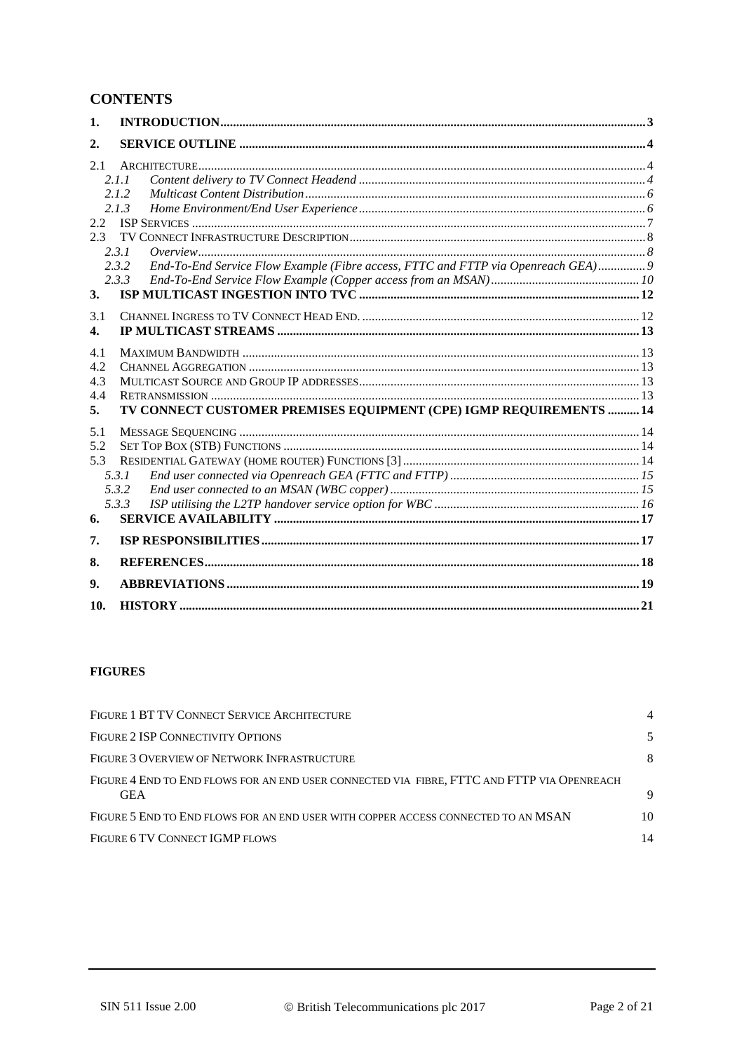## CONTENTS

1. **INTRODUCTION** .......... 3
2. **SERVICE OUTLINE** .......... 4

2.1 ARCHITECTURE .......... 4
  2.1.1 *Content delivery to TV Connect Headend* .......... 4
  2.1.2 *Multicast Content Distribution* .......... 6
  2.1.3 *Home Environment/End User Experience* .......... 6
2.2 ISP SERVICES .......... 7
2.3 TV CONNECT INFRASTRUCTURE DESCRIPTION .......... 8
  2.3.1 *Overview* .......... 8
  2.3.2 *End-To-End Service Flow Example (Fibre access, FTTC and FTTP via Openreach GEA)* .......... 9
  2.3.3 *End-To-End Service Flow Example (Copper access from an MSAN)* .......... 10

3. **ISP MULTICAST INGESTION INTO TVC** .......... 12

3.1 CHANNEL INGRESS TO TV CONNECT HEAD END. .......... 12

4. **IP MULTICAST STREAMS** .......... 13

4.1 MAXIMUM BANDWIDTH .......... 13
4.2 CHANNEL AGGREGATION .......... 13
4.3 MULTICAST SOURCE AND GROUP IP ADDRESSES .......... 13
4.4 RETRANSMISSION .......... 13

5. **TV CONNECT CUSTOMER PREMISES EQUIPMENT (CPE) IGMP REQUIREMENTS** .......... 14

5.1 MESSAGE SEQUENCING .......... 14
5.2 SET TOP BOX (STB) FUNCTIONS .......... 14
5.3 RESIDENTIAL GATEWAY (HOME ROUTER) FUNCTIONS [3] .......... 14
  5.3.1 *End user connected via Openreach GEA (FTTC and FTTP)* .......... 15
  5.3.2 *End user connected to an MSAN (WBC copper)* .......... 15
  5.3.3 *ISP utilising the L2TP handover service option for WBC* .......... 16

6. **SERVICE AVAILABILITY** .......... 17
7. **ISP RESPONSIBILITIES** .......... 17
8. **REFERENCES** .......... 18
9. **ABBREVIATIONS** .......... 19
10. **HISTORY** .......... 21

### FIGURES

| | |
|---|---|
| FIGURE 1 BT TV CONNECT SERVICE ARCHITECTURE | 4 |
| FIGURE 2 ISP CONNECTIVITY OPTIONS | 5 |
| FIGURE 3 OVERVIEW OF NETWORK INFRASTRUCTURE | 8 |
| FIGURE 4 END TO END FLOWS FOR AN END USER CONNECTED VIA FIBRE, FTTC AND FTTP VIA OPENREACH GEA | 9 |
| FIGURE 5 END TO END FLOWS FOR AN END USER WITH COPPER ACCESS CONNECTED TO AN MSAN | 10 |
| FIGURE 6 TV CONNECT IGMP FLOWS | 14 |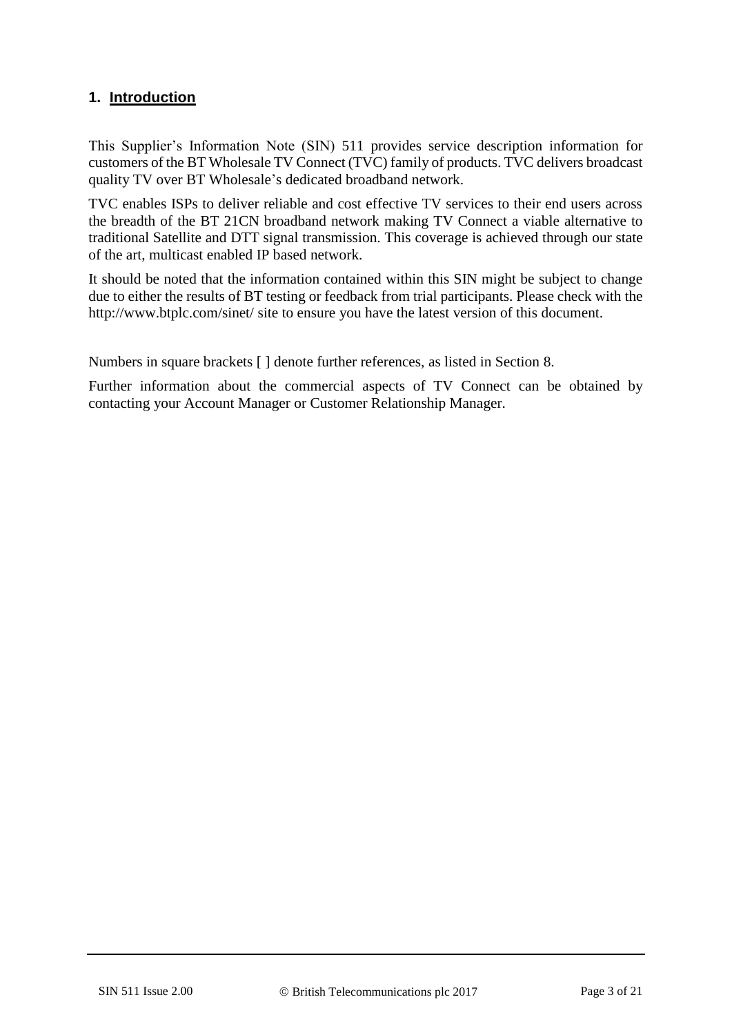# 1. Introduction

This Supplier's Information Note (SIN) 511 provides service description information for customers of the BT Wholesale TV Connect (TVC) family of products. TVC delivers broadcast quality TV over BT Wholesale's dedicated broadband network.

TVC enables ISPs to deliver reliable and cost effective TV services to their end users across the breadth of the BT 21CN broadband network making TV Connect a viable alternative to traditional Satellite and DTT signal transmission. This coverage is achieved through our state of the art, multicast enabled IP based network.

It should be noted that the information contained within this SIN might be subject to change due to either the results of BT testing or feedback from trial participants. Please check with the http://www.btplc.com/sinet/ site to ensure you have the latest version of this document.

Numbers in square brackets [ ] denote further references, as listed in Section 8.

Further information about the commercial aspects of TV Connect can be obtained by contacting your Account Manager or Customer Relationship Manager.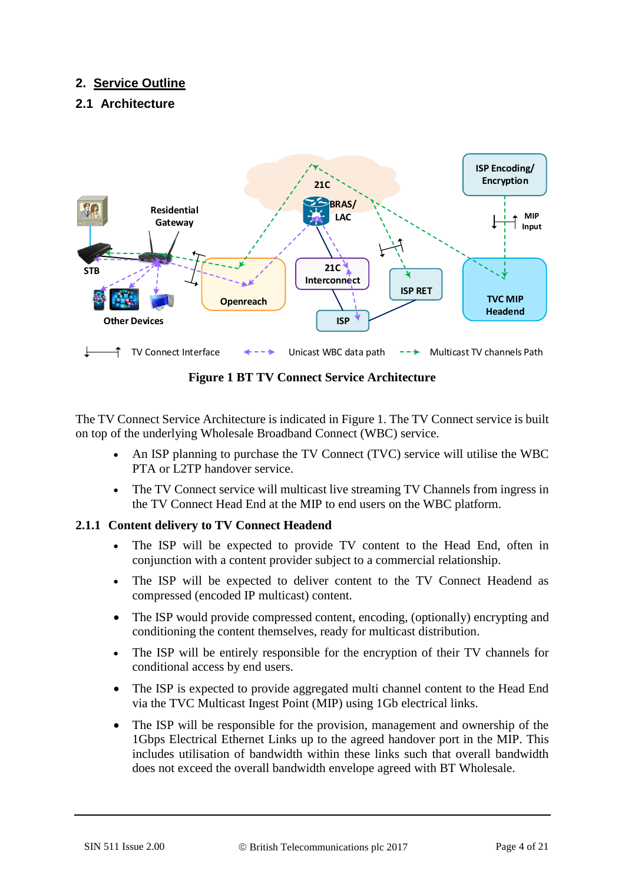## 2. Service Outline

### 2.1 Architecture

**Figure 1 BT TV Connect Service Architecture**

The TV Connect Service Architecture is indicated in Figure 1. The TV Connect service is built on top of the underlying Wholesale Broadband Connect (WBC) service.

- An ISP planning to purchase the TV Connect (TVC) service will utilise the WBC PTA or L2TP handover service.
- The TV Connect service will multicast live streaming TV Channels from ingress in the TV Connect Head End at the MIP to end users on the WBC platform.

#### 2.1.1 Content delivery to TV Connect Headend

- The ISP will be expected to provide TV content to the Head End, often in conjunction with a content provider subject to a commercial relationship.
- The ISP will be expected to deliver content to the TV Connect Headend as compressed (encoded IP multicast) content.
- The ISP would provide compressed content, encoding, (optionally) encrypting and conditioning the content themselves, ready for multicast distribution.
- The ISP will be entirely responsible for the encryption of their TV channels for conditional access by end users.
- The ISP is expected to provide aggregated multi channel content to the Head End via the TVC Multicast Ingest Point (MIP) using 1Gb electrical links.
- The ISP will be responsible for the provision, management and ownership of the 1Gbps Electrical Ethernet Links up to the agreed handover port in the MIP. This includes utilisation of bandwidth within these links such that overall bandwidth does not exceed the overall bandwidth envelope agreed with BT Wholesale.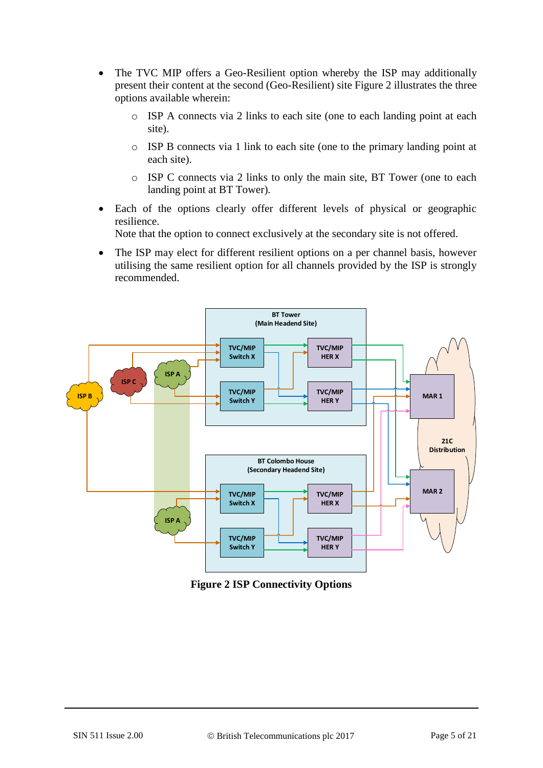- The TVC MIP offers a Geo-Resilient option whereby the ISP may additionally present their content at the second (Geo-Resilient) site Figure 2 illustrates the three options available wherein:
    - ISP A connects via 2 links to each site (one to each landing point at each site).
    - ISP B connects via 1 link to each site (one to the primary landing point at each site).
    - ISP C connects via 2 links to only the main site, BT Tower (one to each landing point at BT Tower).
- Each of the options clearly offer different levels of physical or geographic resilience.
  Note that the option to connect exclusively at the secondary site is not offered.
- The ISP may elect for different resilient options on a per channel basis, however utilising the same resilient option for all channels provided by the ISP is strongly recommended.

**Figure 2 ISP Connectivity Options**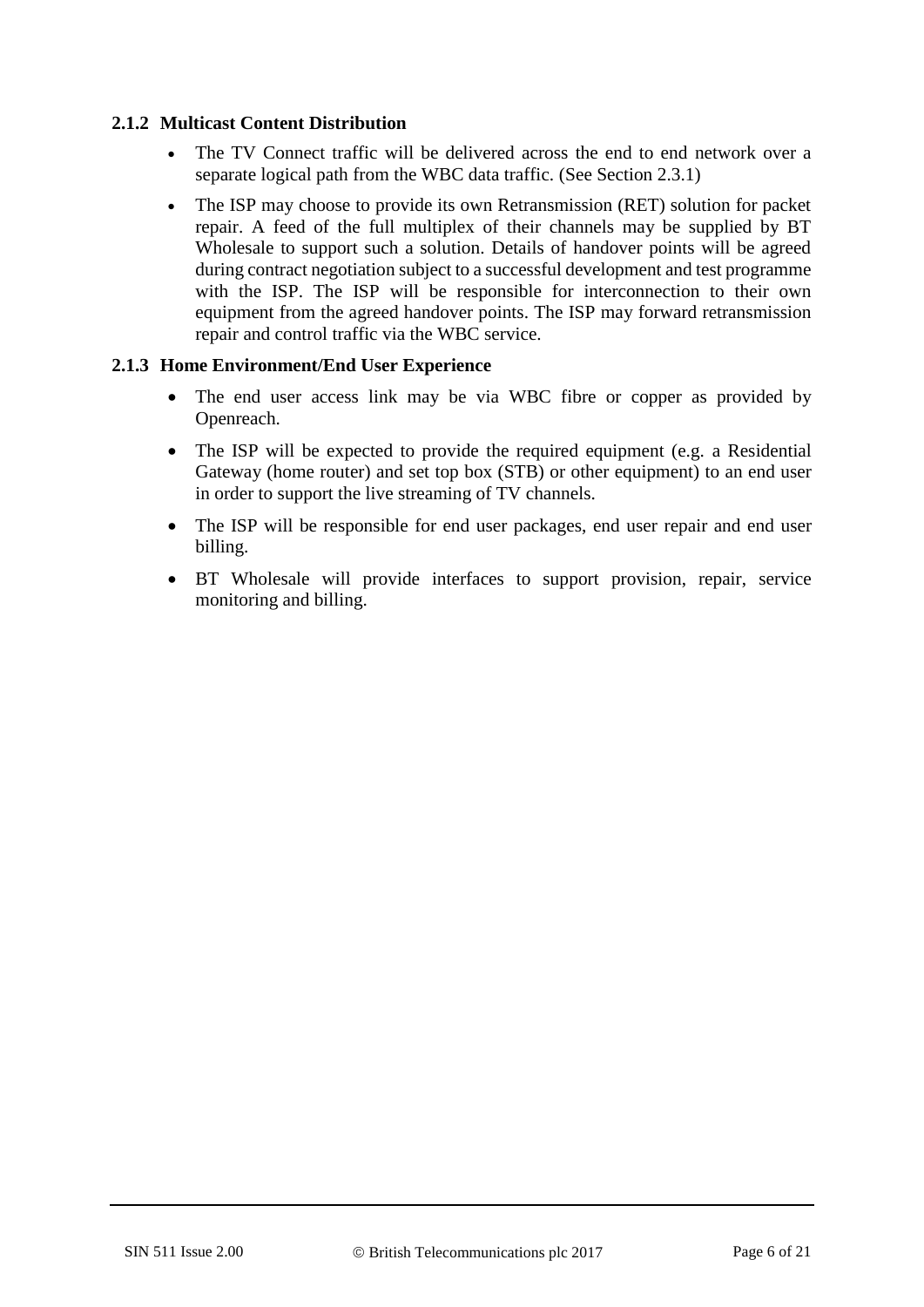### 2.1.2 Multicast Content Distribution

- The TV Connect traffic will be delivered across the end to end network over a separate logical path from the WBC data traffic. (See Section 2.3.1)
- The ISP may choose to provide its own Retransmission (RET) solution for packet repair. A feed of the full multiplex of their channels may be supplied by BT Wholesale to support such a solution. Details of handover points will be agreed during contract negotiation subject to a successful development and test programme with the ISP. The ISP will be responsible for interconnection to their own equipment from the agreed handover points. The ISP may forward retransmission repair and control traffic via the WBC service.

### 2.1.3 Home Environment/End User Experience

- The end user access link may be via WBC fibre or copper as provided by Openreach.
- The ISP will be expected to provide the required equipment (e.g. a Residential Gateway (home router) and set top box (STB) or other equipment) to an end user in order to support the live streaming of TV channels.
- The ISP will be responsible for end user packages, end user repair and end user billing.
- BT Wholesale will provide interfaces to support provision, repair, service monitoring and billing.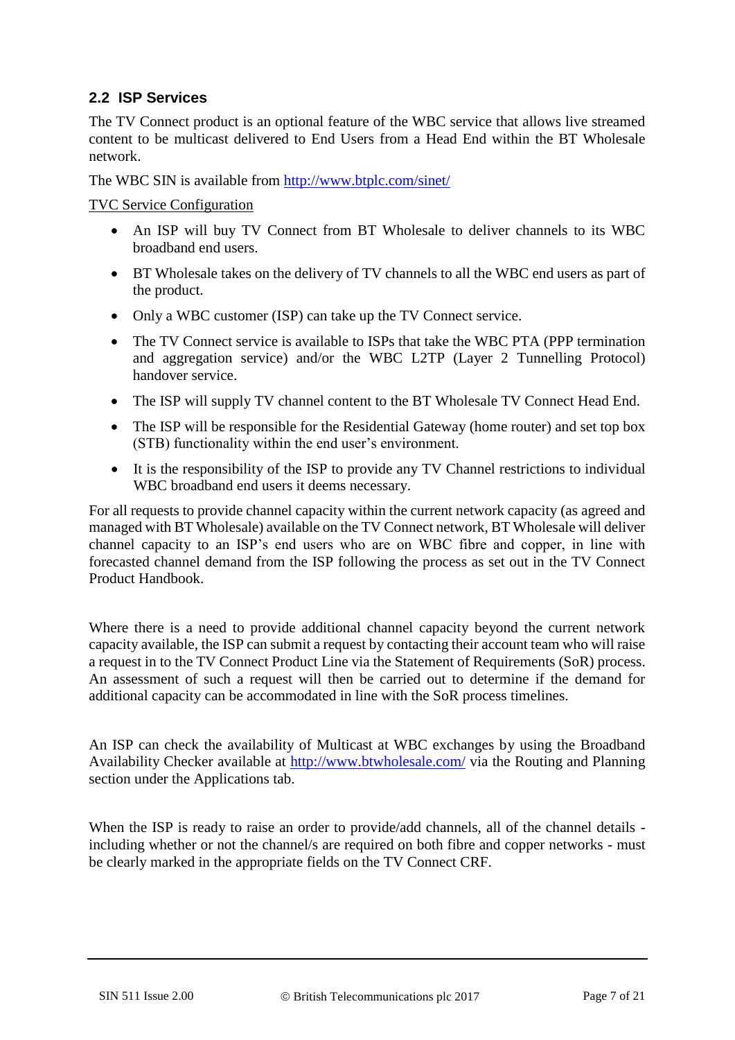## 2.2 ISP Services

The TV Connect product is an optional feature of the WBC service that allows live streamed content to be multicast delivered to End Users from a Head End within the BT Wholesale network.

The WBC SIN is available from http://www.btplc.com/sinet/

TVC Service Configuration

- An ISP will buy TV Connect from BT Wholesale to deliver channels to its WBC broadband end users.
- BT Wholesale takes on the delivery of TV channels to all the WBC end users as part of the product.
- Only a WBC customer (ISP) can take up the TV Connect service.
- The TV Connect service is available to ISPs that take the WBC PTA (PPP termination and aggregation service) and/or the WBC L2TP (Layer 2 Tunnelling Protocol) handover service.
- The ISP will supply TV channel content to the BT Wholesale TV Connect Head End.
- The ISP will be responsible for the Residential Gateway (home router) and set top box (STB) functionality within the end user's environment.
- It is the responsibility of the ISP to provide any TV Channel restrictions to individual WBC broadband end users it deems necessary.

For all requests to provide channel capacity within the current network capacity (as agreed and managed with BT Wholesale) available on the TV Connect network, BT Wholesale will deliver channel capacity to an ISP's end users who are on WBC fibre and copper, in line with forecasted channel demand from the ISP following the process as set out in the TV Connect Product Handbook.

Where there is a need to provide additional channel capacity beyond the current network capacity available, the ISP can submit a request by contacting their account team who will raise a request in to the TV Connect Product Line via the Statement of Requirements (SoR) process. An assessment of such a request will then be carried out to determine if the demand for additional capacity can be accommodated in line with the SoR process timelines.

An ISP can check the availability of Multicast at WBC exchanges by using the Broadband Availability Checker available at http://www.btwholesale.com/ via the Routing and Planning section under the Applications tab.

When the ISP is ready to raise an order to provide/add channels, all of the channel details - including whether or not the channel/s are required on both fibre and copper networks - must be clearly marked in the appropriate fields on the TV Connect CRF.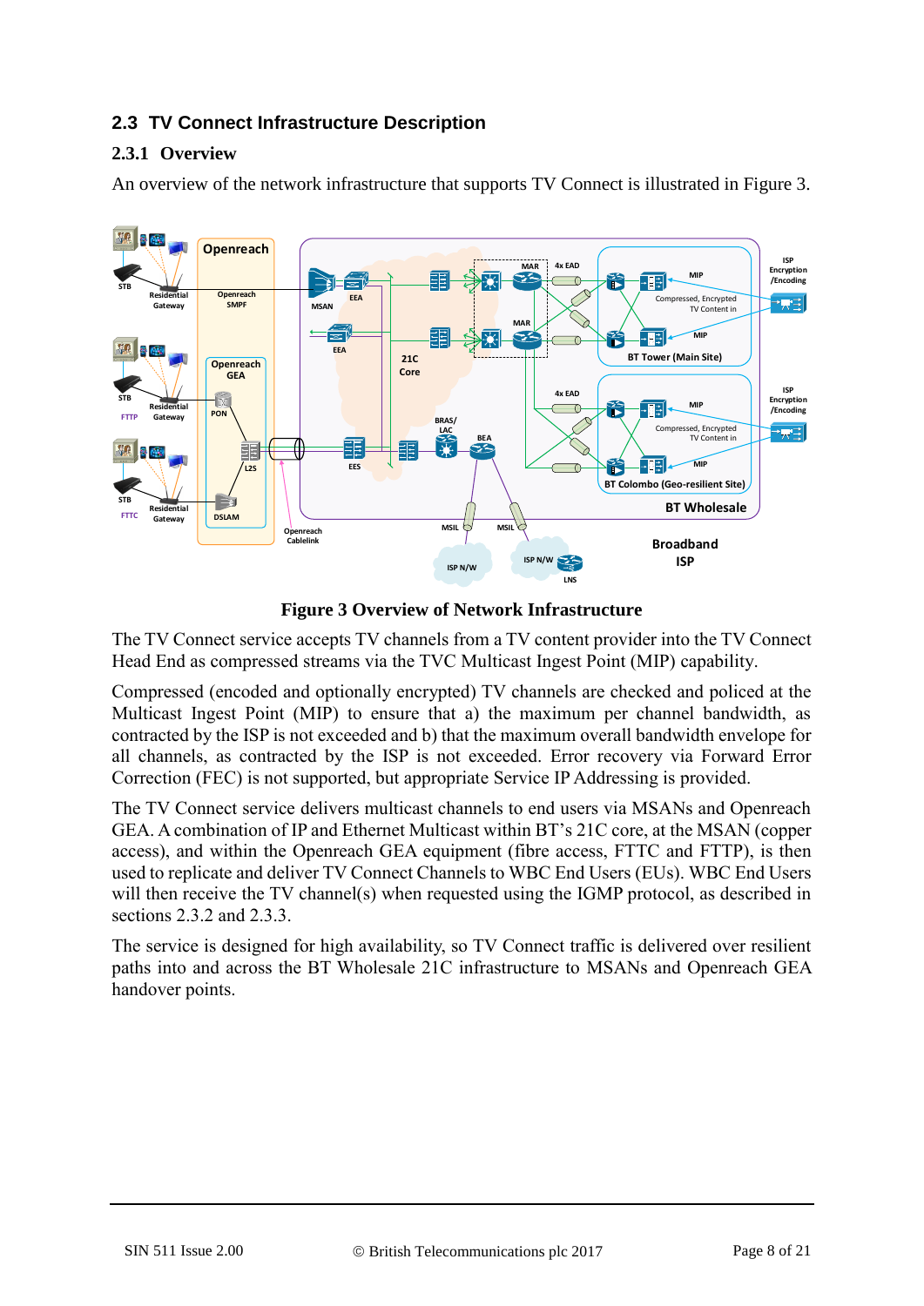## 2.3 TV Connect Infrastructure Description

### 2.3.1 Overview

An overview of the network infrastructure that supports TV Connect is illustrated in Figure 3.

**Figure 3 Overview of Network Infrastructure**

The TV Connect service accepts TV channels from a TV content provider into the TV Connect Head End as compressed streams via the TVC Multicast Ingest Point (MIP) capability.

Compressed (encoded and optionally encrypted) TV channels are checked and policed at the Multicast Ingest Point (MIP) to ensure that a) the maximum per channel bandwidth, as contracted by the ISP is not exceeded and b) that the maximum overall bandwidth envelope for all channels, as contracted by the ISP is not exceeded. Error recovery via Forward Error Correction (FEC) is not supported, but appropriate Service IP Addressing is provided.

The TV Connect service delivers multicast channels to end users via MSANs and Openreach GEA. A combination of IP and Ethernet Multicast within BT's 21C core, at the MSAN (copper access), and within the Openreach GEA equipment (fibre access, FTTC and FTTP), is then used to replicate and deliver TV Connect Channels to WBC End Users (EUs). WBC End Users will then receive the TV channel(s) when requested using the IGMP protocol, as described in sections 2.3.2 and 2.3.3.

The service is designed for high availability, so TV Connect traffic is delivered over resilient paths into and across the BT Wholesale 21C infrastructure to MSANs and Openreach GEA handover points.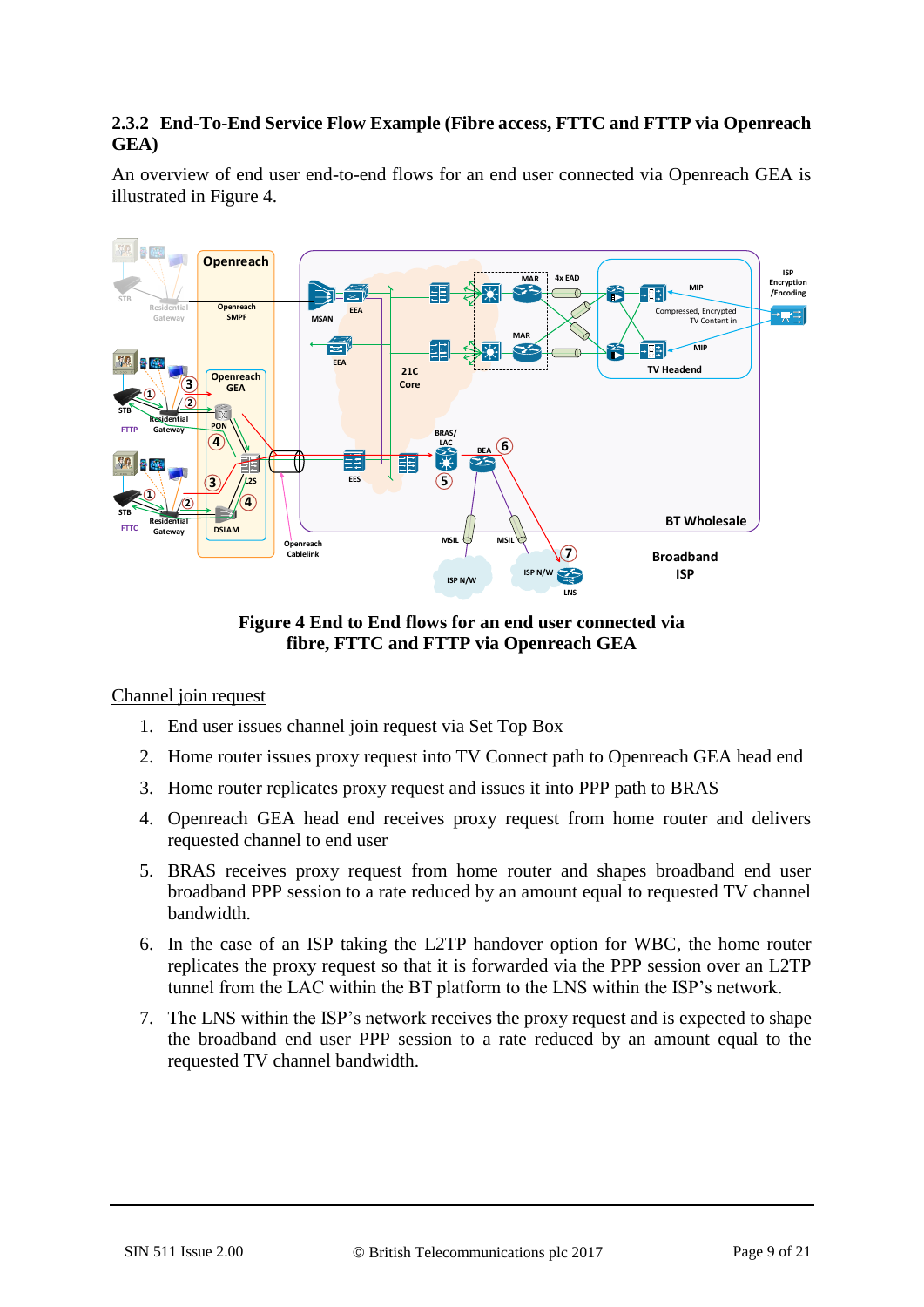### 2.3.2 End-To-End Service Flow Example (Fibre access, FTTC and FTTP via Openreach GEA)

An overview of end user end-to-end flows for an end user connected via Openreach GEA is illustrated in Figure 4.

**Figure 4 End to End flows for an end user connected via fibre, FTTC and FTTP via Openreach GEA**

Channel join request

1. End user issues channel join request via Set Top Box
2. Home router issues proxy request into TV Connect path to Openreach GEA head end
3. Home router replicates proxy request and issues it into PPP path to BRAS
4. Openreach GEA head end receives proxy request from home router and delivers requested channel to end user
5. BRAS receives proxy request from home router and shapes broadband end user broadband PPP session to a rate reduced by an amount equal to requested TV channel bandwidth.
6. In the case of an ISP taking the L2TP handover option for WBC, the home router replicates the proxy request so that it is forwarded via the PPP session over an L2TP tunnel from the LAC within the BT platform to the LNS within the ISP's network.
7. The LNS within the ISP's network receives the proxy request and is expected to shape the broadband end user PPP session to a rate reduced by an amount equal to the requested TV channel bandwidth.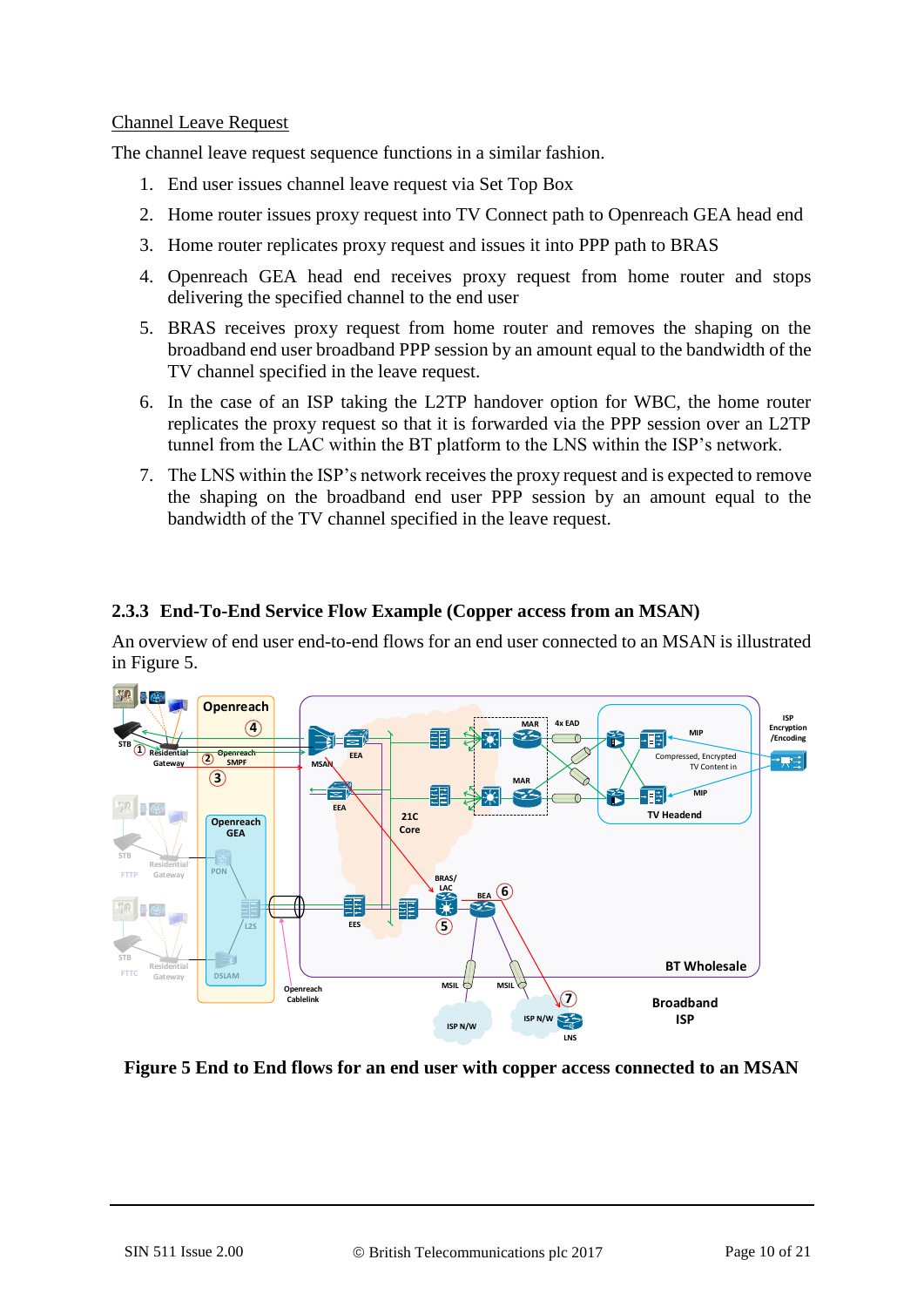Channel Leave Request

The channel leave request sequence functions in a similar fashion.

1. End user issues channel leave request via Set Top Box
2. Home router issues proxy request into TV Connect path to Openreach GEA head end
3. Home router replicates proxy request and issues it into PPP path to BRAS
4. Openreach GEA head end receives proxy request from home router and stops delivering the specified channel to the end user
5. BRAS receives proxy request from home router and removes the shaping on the broadband end user broadband PPP session by an amount equal to the bandwidth of the TV channel specified in the leave request.
6. In the case of an ISP taking the L2TP handover option for WBC, the home router replicates the proxy request so that it is forwarded via the PPP session over an L2TP tunnel from the LAC within the BT platform to the LNS within the ISP's network.
7. The LNS within the ISP's network receives the proxy request and is expected to remove the shaping on the broadband end user PPP session by an amount equal to the bandwidth of the TV channel specified in the leave request.

### 2.3.3 End-To-End Service Flow Example (Copper access from an MSAN)

An overview of end user end-to-end flows for an end user connected to an MSAN is illustrated in Figure 5.

**Figure 5 End to End flows for an end user with copper access connected to an MSAN**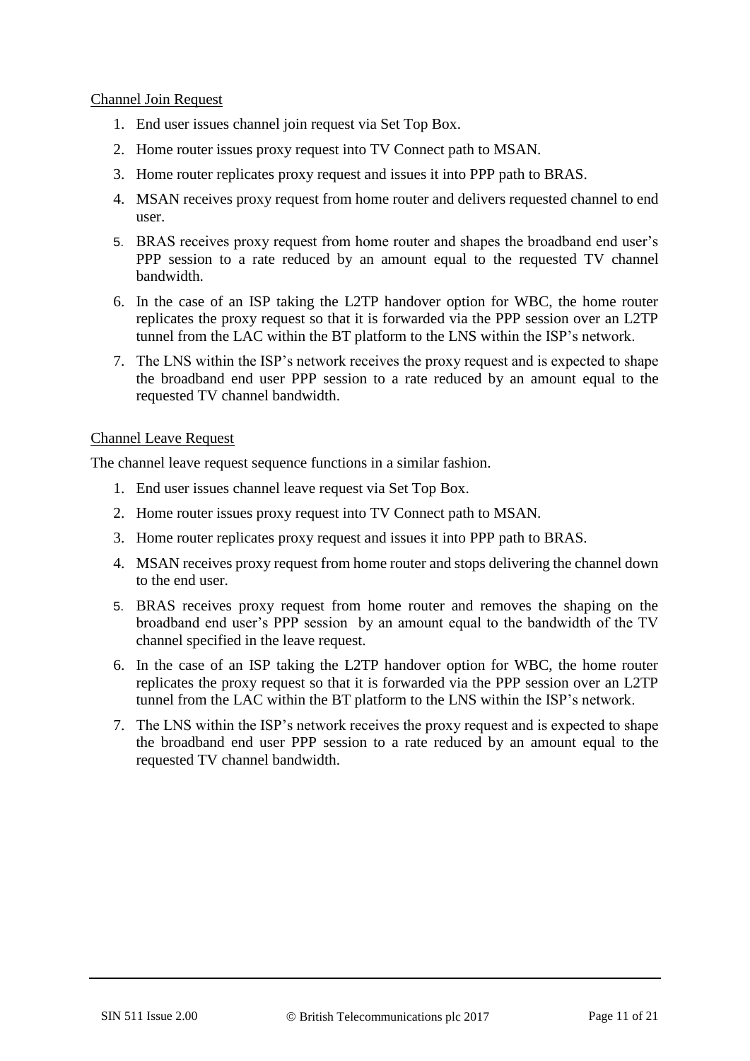Channel Join Request

1. End user issues channel join request via Set Top Box.
2. Home router issues proxy request into TV Connect path to MSAN.
3. Home router replicates proxy request and issues it into PPP path to BRAS.
4. MSAN receives proxy request from home router and delivers requested channel to end user.
5. BRAS receives proxy request from home router and shapes the broadband end user's PPP session to a rate reduced by an amount equal to the requested TV channel bandwidth.
6. In the case of an ISP taking the L2TP handover option for WBC, the home router replicates the proxy request so that it is forwarded via the PPP session over an L2TP tunnel from the LAC within the BT platform to the LNS within the ISP's network.
7. The LNS within the ISP's network receives the proxy request and is expected to shape the broadband end user PPP session to a rate reduced by an amount equal to the requested TV channel bandwidth.

Channel Leave Request

The channel leave request sequence functions in a similar fashion.

1. End user issues channel leave request via Set Top Box.
2. Home router issues proxy request into TV Connect path to MSAN.
3. Home router replicates proxy request and issues it into PPP path to BRAS.
4. MSAN receives proxy request from home router and stops delivering the channel down to the end user.
5. BRAS receives proxy request from home router and removes the shaping on the broadband end user's PPP session by an amount equal to the bandwidth of the TV channel specified in the leave request.
6. In the case of an ISP taking the L2TP handover option for WBC, the home router replicates the proxy request so that it is forwarded via the PPP session over an L2TP tunnel from the LAC within the BT platform to the LNS within the ISP's network.
7. The LNS within the ISP's network receives the proxy request and is expected to shape the broadband end user PPP session to a rate reduced by an amount equal to the requested TV channel bandwidth.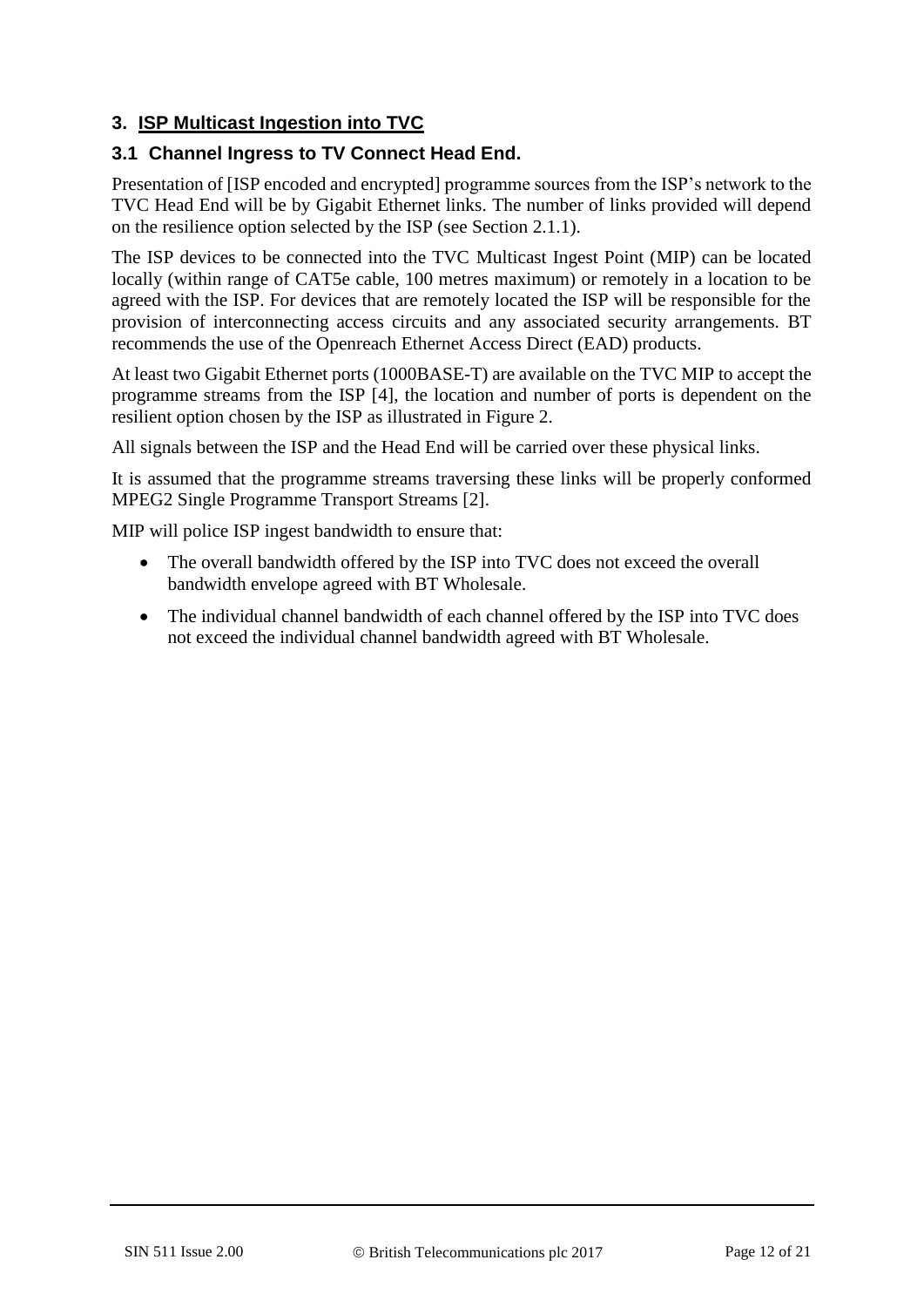# 3. ISP Multicast Ingestion into TVC

## 3.1 Channel Ingress to TV Connect Head End.

Presentation of [ISP encoded and encrypted] programme sources from the ISP's network to the TVC Head End will be by Gigabit Ethernet links. The number of links provided will depend on the resilience option selected by the ISP (see Section 2.1.1).

The ISP devices to be connected into the TVC Multicast Ingest Point (MIP) can be located locally (within range of CAT5e cable, 100 metres maximum) or remotely in a location to be agreed with the ISP. For devices that are remotely located the ISP will be responsible for the provision of interconnecting access circuits and any associated security arrangements. BT recommends the use of the Openreach Ethernet Access Direct (EAD) products.

At least two Gigabit Ethernet ports (1000BASE-T) are available on the TVC MIP to accept the programme streams from the ISP [4], the location and number of ports is dependent on the resilient option chosen by the ISP as illustrated in Figure 2.

All signals between the ISP and the Head End will be carried over these physical links.

It is assumed that the programme streams traversing these links will be properly conformed MPEG2 Single Programme Transport Streams [2].

MIP will police ISP ingest bandwidth to ensure that:

- The overall bandwidth offered by the ISP into TVC does not exceed the overall bandwidth envelope agreed with BT Wholesale.
- The individual channel bandwidth of each channel offered by the ISP into TVC does not exceed the individual channel bandwidth agreed with BT Wholesale.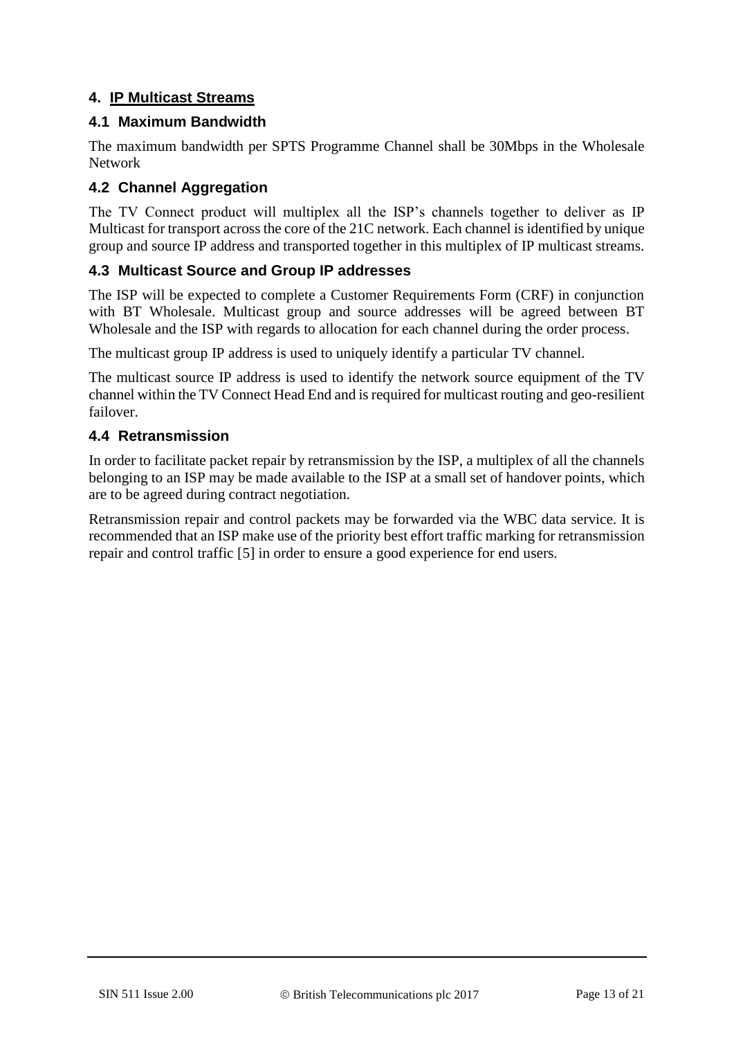## 4. IP Multicast Streams

### 4.1 Maximum Bandwidth

The maximum bandwidth per SPTS Programme Channel shall be 30Mbps in the Wholesale Network

### 4.2 Channel Aggregation

The TV Connect product will multiplex all the ISP's channels together to deliver as IP Multicast for transport across the core of the 21C network. Each channel is identified by unique group and source IP address and transported together in this multiplex of IP multicast streams.

### 4.3 Multicast Source and Group IP addresses

The ISP will be expected to complete a Customer Requirements Form (CRF) in conjunction with BT Wholesale. Multicast group and source addresses will be agreed between BT Wholesale and the ISP with regards to allocation for each channel during the order process.

The multicast group IP address is used to uniquely identify a particular TV channel.

The multicast source IP address is used to identify the network source equipment of the TV channel within the TV Connect Head End and is required for multicast routing and geo-resilient failover.

### 4.4 Retransmission

In order to facilitate packet repair by retransmission by the ISP, a multiplex of all the channels belonging to an ISP may be made available to the ISP at a small set of handover points, which are to be agreed during contract negotiation.

Retransmission repair and control packets may be forwarded via the WBC data service. It is recommended that an ISP make use of the priority best effort traffic marking for retransmission repair and control traffic [5] in order to ensure a good experience for end users.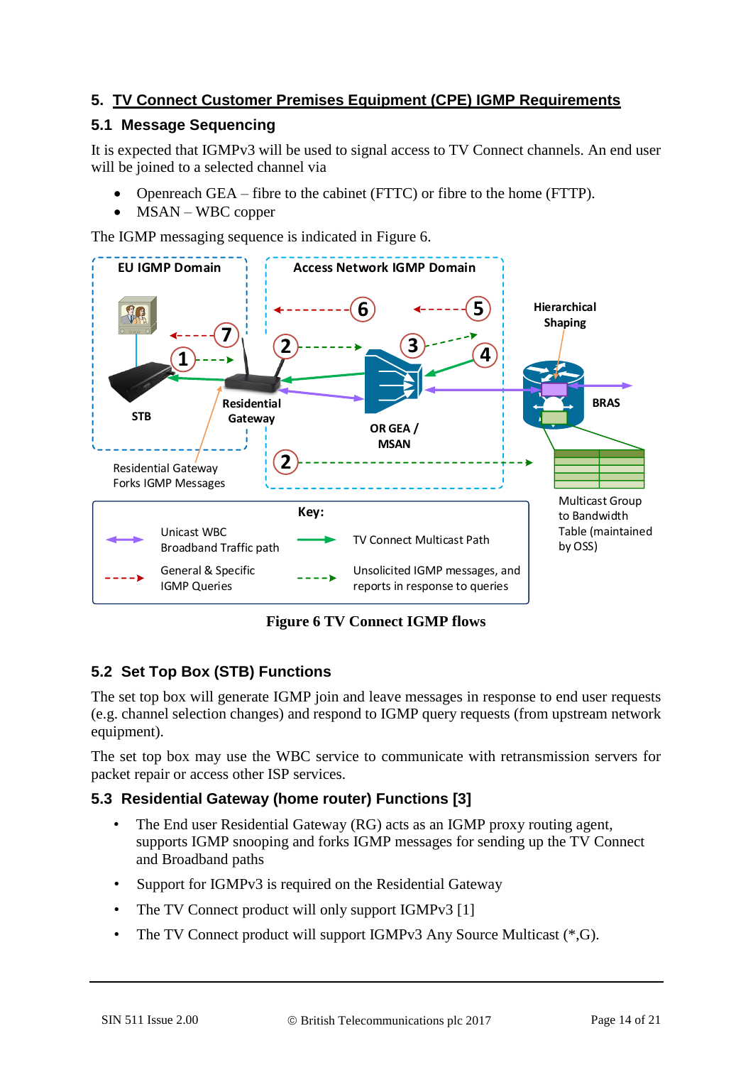## 5. TV Connect Customer Premises Equipment (CPE) IGMP Requirements

### 5.1 Message Sequencing

It is expected that IGMPv3 will be used to signal access to TV Connect channels. An end user will be joined to a selected channel via

- Openreach GEA – fibre to the cabinet (FTTC) or fibre to the home (FTTP).
- MSAN – WBC copper

The IGMP messaging sequence is indicated in Figure 6.

**Figure 6 TV Connect IGMP flows**

### 5.2 Set Top Box (STB) Functions

The set top box will generate IGMP join and leave messages in response to end user requests (e.g. channel selection changes) and respond to IGMP query requests (from upstream network equipment).

The set top box may use the WBC service to communicate with retransmission servers for packet repair or access other ISP services.

### 5.3 Residential Gateway (home router) Functions [3]

- The End user Residential Gateway (RG) acts as an IGMP proxy routing agent, supports IGMP snooping and forks IGMP messages for sending up the TV Connect and Broadband paths
- Support for IGMPv3 is required on the Residential Gateway
- The TV Connect product will only support IGMPv3 [1]
- The TV Connect product will support IGMPv3 Any Source Multicast (*,G).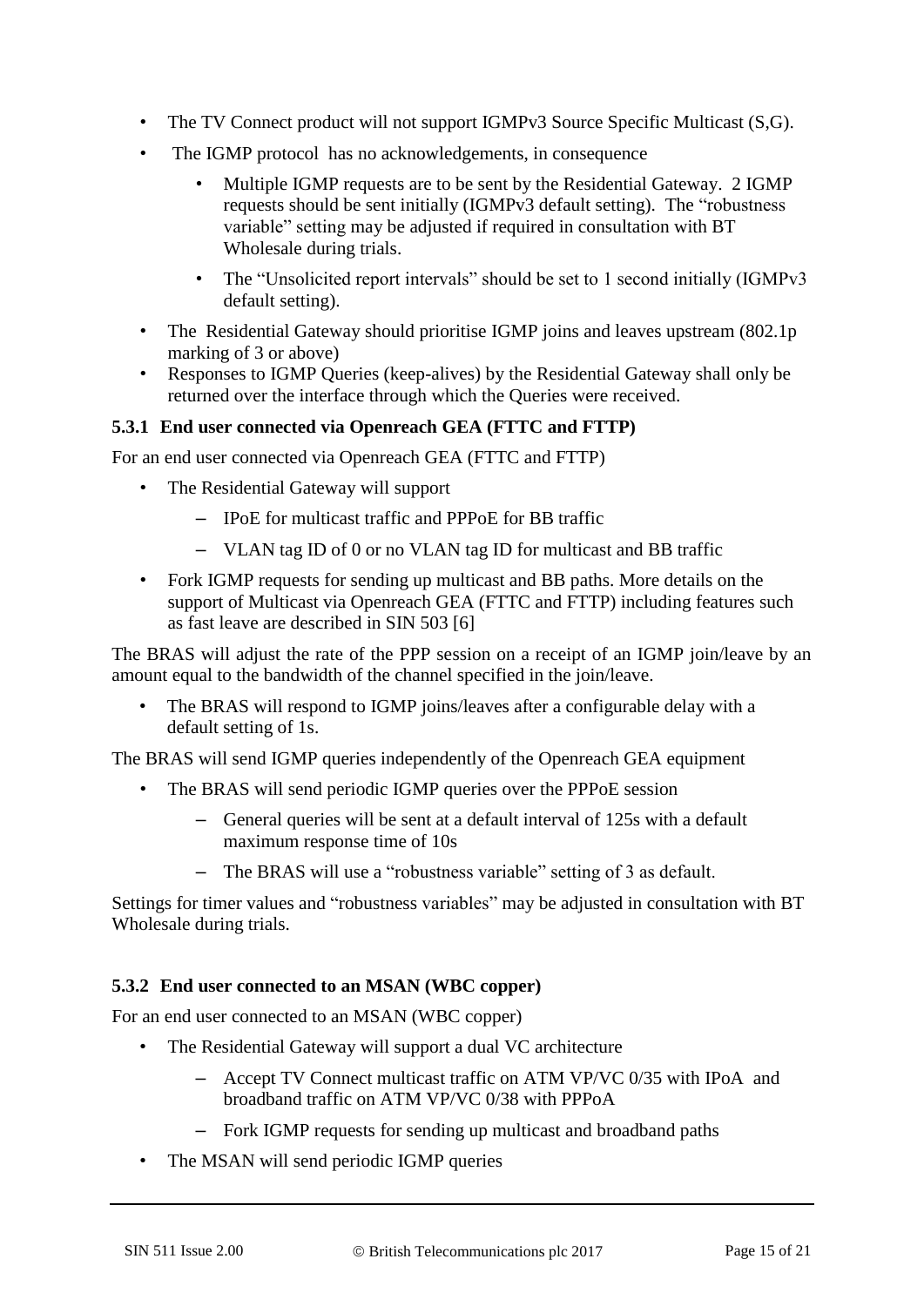- The TV Connect product will not support IGMPv3 Source Specific Multicast (S,G).
- The IGMP protocol has no acknowledgements, in consequence
  - Multiple IGMP requests are to be sent by the Residential Gateway. 2 IGMP requests should be sent initially (IGMPv3 default setting). The "robustness variable" setting may be adjusted if required in consultation with BT Wholesale during trials.
  - The "Unsolicited report intervals" should be set to 1 second initially (IGMPv3 default setting).
- The Residential Gateway should prioritise IGMP joins and leaves upstream (802.1p marking of 3 or above)
- Responses to IGMP Queries (keep-alives) by the Residential Gateway shall only be returned over the interface through which the Queries were received.

### 5.3.1 End user connected via Openreach GEA (FTTC and FTTP)

For an end user connected via Openreach GEA (FTTC and FTTP)

- The Residential Gateway will support
  - IPoE for multicast traffic and PPPoE for BB traffic
  - VLAN tag ID of 0 or no VLAN tag ID for multicast and BB traffic
- Fork IGMP requests for sending up multicast and BB paths. More details on the support of Multicast via Openreach GEA (FTTC and FTTP) including features such as fast leave are described in SIN 503 [6]

The BRAS will adjust the rate of the PPP session on a receipt of an IGMP join/leave by an amount equal to the bandwidth of the channel specified in the join/leave.

- The BRAS will respond to IGMP joins/leaves after a configurable delay with a default setting of 1s.

The BRAS will send IGMP queries independently of the Openreach GEA equipment

- The BRAS will send periodic IGMP queries over the PPPoE session
  - General queries will be sent at a default interval of 125s with a default maximum response time of 10s
  - The BRAS will use a "robustness variable" setting of 3 as default.

Settings for timer values and "robustness variables" may be adjusted in consultation with BT Wholesale during trials.

### 5.3.2 End user connected to an MSAN (WBC copper)

For an end user connected to an MSAN (WBC copper)

- The Residential Gateway will support a dual VC architecture
  - Accept TV Connect multicast traffic on ATM VP/VC 0/35 with IPoA and broadband traffic on ATM VP/VC 0/38 with PPPoA
  - Fork IGMP requests for sending up multicast and broadband paths
- The MSAN will send periodic IGMP queries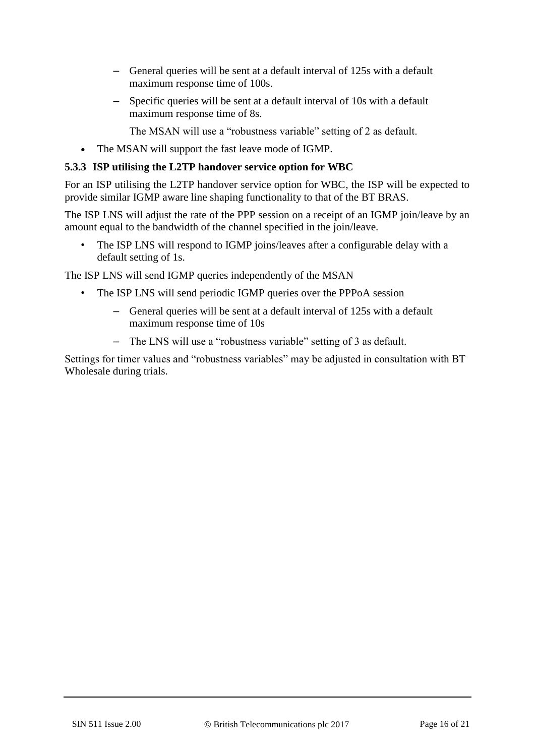- General queries will be sent at a default interval of 125s with a default maximum response time of 100s.
  - Specific queries will be sent at a default interval of 10s with a default maximum response time of 8s.

    The MSAN will use a "robustness variable" setting of 2 as default.

- The MSAN will support the fast leave mode of IGMP.

### 5.3.3 ISP utilising the L2TP handover service option for WBC

For an ISP utilising the L2TP handover service option for WBC, the ISP will be expected to provide similar IGMP aware line shaping functionality to that of the BT BRAS.

The ISP LNS will adjust the rate of the PPP session on a receipt of an IGMP join/leave by an amount equal to the bandwidth of the channel specified in the join/leave.

- The ISP LNS will respond to IGMP joins/leaves after a configurable delay with a default setting of 1s.

The ISP LNS will send IGMP queries independently of the MSAN

- The ISP LNS will send periodic IGMP queries over the PPPoA session
  - General queries will be sent at a default interval of 125s with a default maximum response time of 10s
  - The LNS will use a "robustness variable" setting of 3 as default.

Settings for timer values and "robustness variables" may be adjusted in consultation with BT Wholesale during trials.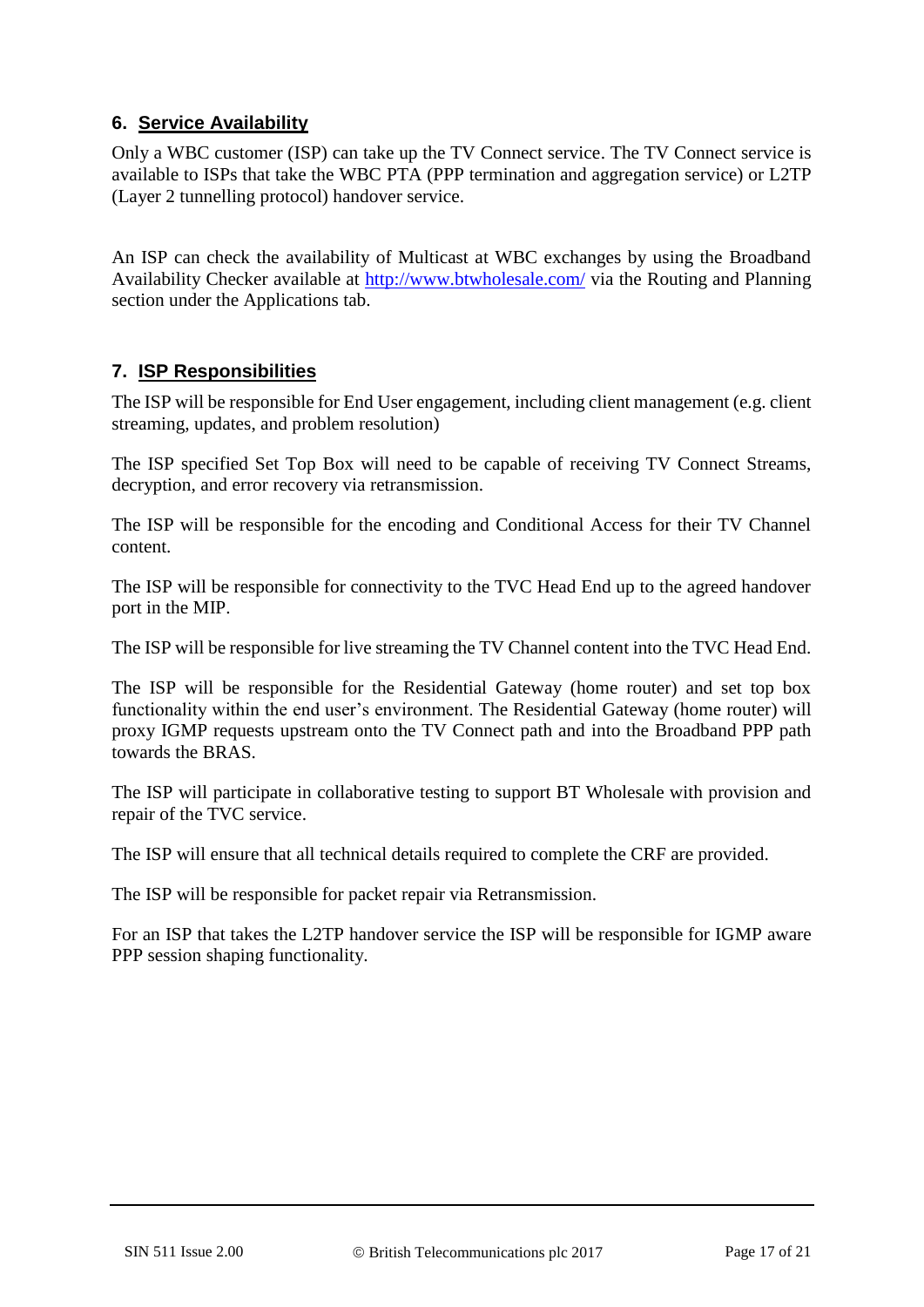## 6. Service Availability

Only a WBC customer (ISP) can take up the TV Connect service. The TV Connect service is available to ISPs that take the WBC PTA (PPP termination and aggregation service) or L2TP (Layer 2 tunnelling protocol) handover service.

An ISP can check the availability of Multicast at WBC exchanges by using the Broadband Availability Checker available at [http://www.btwholesale.com/](http://www.btwholesale.com/) via the Routing and Planning section under the Applications tab.

## 7. ISP Responsibilities

The ISP will be responsible for End User engagement, including client management (e.g. client streaming, updates, and problem resolution)

The ISP specified Set Top Box will need to be capable of receiving TV Connect Streams, decryption, and error recovery via retransmission.

The ISP will be responsible for the encoding and Conditional Access for their TV Channel content.

The ISP will be responsible for connectivity to the TVC Head End up to the agreed handover port in the MIP.

The ISP will be responsible for live streaming the TV Channel content into the TVC Head End.

The ISP will be responsible for the Residential Gateway (home router) and set top box functionality within the end user's environment. The Residential Gateway (home router) will proxy IGMP requests upstream onto the TV Connect path and into the Broadband PPP path towards the BRAS.

The ISP will participate in collaborative testing to support BT Wholesale with provision and repair of the TVC service.

The ISP will ensure that all technical details required to complete the CRF are provided.

The ISP will be responsible for packet repair via Retransmission.

For an ISP that takes the L2TP handover service the ISP will be responsible for IGMP aware PPP session shaping functionality.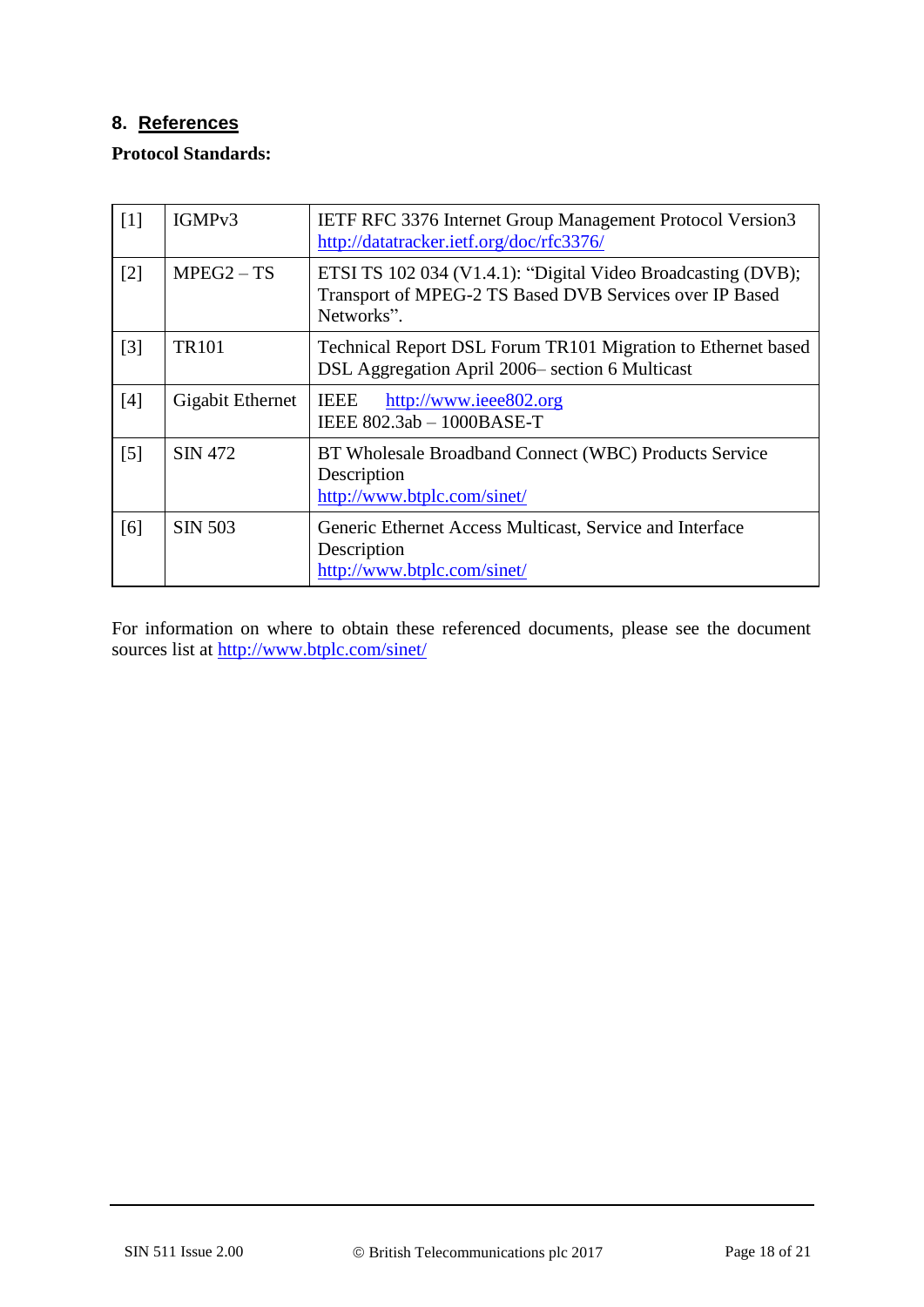## 8. References

**Protocol Standards:**

| | | |
|---|---|---|
| [1] | IGMPv3 | IETF RFC 3376 Internet Group Management Protocol Version3 http://datatracker.ietf.org/doc/rfc3376/ |
| [2] | MPEG2 – TS | ETSI TS 102 034 (V1.4.1): "Digital Video Broadcasting (DVB); Transport of MPEG-2 TS Based DVB Services over IP Based Networks". |
| [3] | TR101 | Technical Report DSL Forum TR101 Migration to Ethernet based DSL Aggregation April 2006– section 6 Multicast |
| [4] | Gigabit Ethernet | IEEE http://www.ieee802.org IEEE 802.3ab – 1000BASE-T |
| [5] | SIN 472 | BT Wholesale Broadband Connect (WBC) Products Service Description http://www.btplc.com/sinet/ |
| [6] | SIN 503 | Generic Ethernet Access Multicast, Service and Interface Description http://www.btplc.com/sinet/ |

For information on where to obtain these referenced documents, please see the document sources list at http://www.btplc.com/sinet/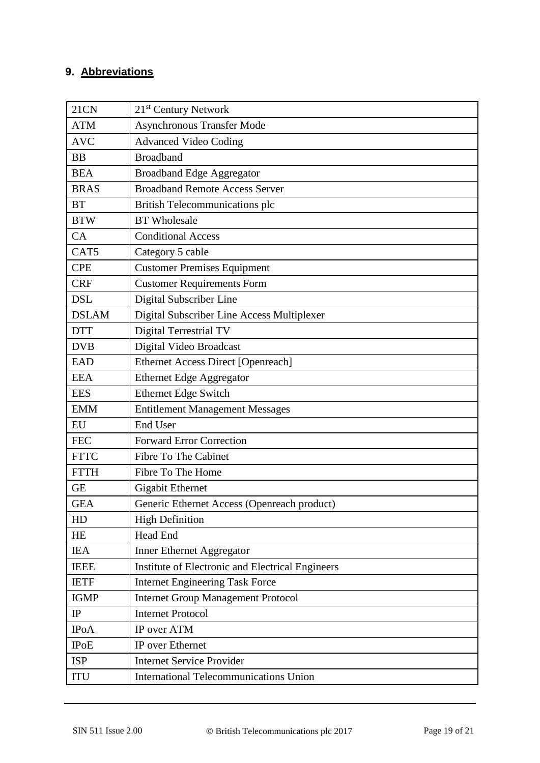## 9. Abbreviations

| | |
|---|---|
| 21CN | 21st Century Network |
| ATM | Asynchronous Transfer Mode |
| AVC | Advanced Video Coding |
| BB | Broadband |
| BEA | Broadband Edge Aggregator |
| BRAS | Broadband Remote Access Server |
| BT | British Telecommunications plc |
| BTW | BT Wholesale |
| CA | Conditional Access |
| CAT5 | Category 5 cable |
| CPE | Customer Premises Equipment |
| CRF | Customer Requirements Form |
| DSL | Digital Subscriber Line |
| DSLAM | Digital Subscriber Line Access Multiplexer |
| DTT | Digital Terrestrial TV |
| DVB | Digital Video Broadcast |
| EAD | Ethernet Access Direct [Openreach] |
| EEA | Ethernet Edge Aggregator |
| EES | Ethernet Edge Switch |
| EMM | Entitlement Management Messages |
| EU | End User |
| FEC | Forward Error Correction |
| FTTC | Fibre To The Cabinet |
| FTTH | Fibre To The Home |
| GE | Gigabit Ethernet |
| GEA | Generic Ethernet Access (Openreach product) |
| HD | High Definition |
| HE | Head End |
| IEA | Inner Ethernet Aggregator |
| IEEE | Institute of Electronic and Electrical Engineers |
| IETF | Internet Engineering Task Force |
| IGMP | Internet Group Management Protocol |
| IP | Internet Protocol |
| IPoA | IP over ATM |
| IPoE | IP over Ethernet |
| ISP | Internet Service Provider |
| ITU | International Telecommunications Union |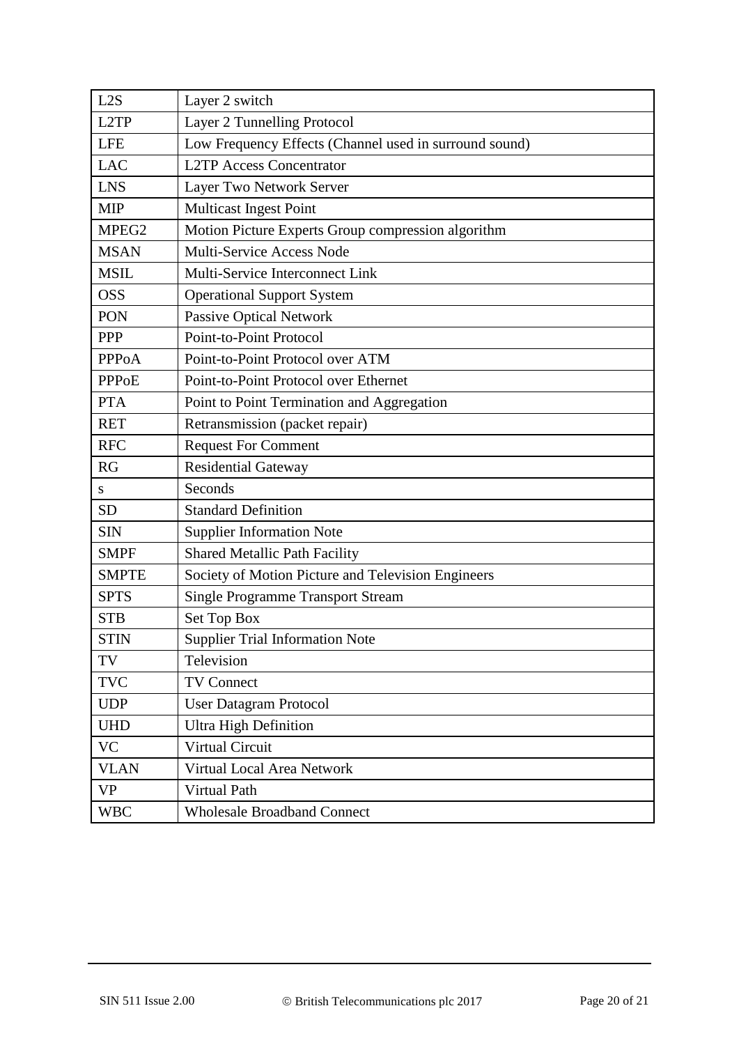| L2S | Layer 2 switch |
|---|---|
| L2TP | Layer 2 Tunnelling Protocol |
| LFE | Low Frequency Effects (Channel used in surround sound) |
| LAC | L2TP Access Concentrator |
| LNS | Layer Two Network Server |
| MIP | Multicast Ingest Point |
| MPEG2 | Motion Picture Experts Group compression algorithm |
| MSAN | Multi-Service Access Node |
| MSIL | Multi-Service Interconnect Link |
| OSS | Operational Support System |
| PON | Passive Optical Network |
| PPP | Point-to-Point Protocol |
| PPPoA | Point-to-Point Protocol over ATM |
| PPPoE | Point-to-Point Protocol over Ethernet |
| PTA | Point to Point Termination and Aggregation |
| RET | Retransmission (packet repair) |
| RFC | Request For Comment |
| RG | Residential Gateway |
| s | Seconds |
| SD | Standard Definition |
| SIN | Supplier Information Note |
| SMPF | Shared Metallic Path Facility |
| SMPTE | Society of Motion Picture and Television Engineers |
| SPTS | Single Programme Transport Stream |
| STB | Set Top Box |
| STIN | Supplier Trial Information Note |
| TV | Television |
| TVC | TV Connect |
| UDP | User Datagram Protocol |
| UHD | Ultra High Definition |
| VC | Virtual Circuit |
| VLAN | Virtual Local Area Network |
| VP | Virtual Path |
| WBC | Wholesale Broadband Connect |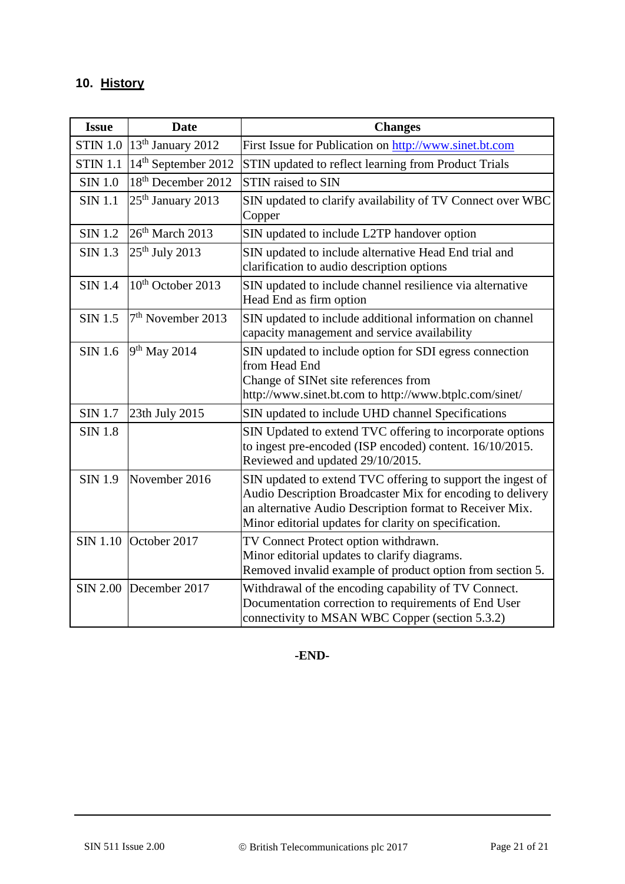## 10. History

| Issue | Date | Changes |
|---|---|---|
| STIN 1.0 | 13th January 2012 | First Issue for Publication on http://www.sinet.bt.com |
| STIN 1.1 | 14th September 2012 | STIN updated to reflect learning from Product Trials |
| SIN 1.0 | 18th December 2012 | STIN raised to SIN |
| SIN 1.1 | 25th January 2013 | SIN updated to clarify availability of TV Connect over WBC Copper |
| SIN 1.2 | 26th March 2013 | SIN updated to include L2TP handover option |
| SIN 1.3 | 25th July 2013 | SIN updated to include alternative Head End trial and clarification to audio description options |
| SIN 1.4 | 10th October 2013 | SIN updated to include channel resilience via alternative Head End as firm option |
| SIN 1.5 | 7th November 2013 | SIN updated to include additional information on channel capacity management and service availability |
| SIN 1.6 | 9th May 2014 | SIN updated to include option for SDI egress connection from Head End<br>Change of SINet site references from http://www.sinet.bt.com to http://www.btplc.com/sinet/ |
| SIN 1.7 | 23th July 2015 | SIN updated to include UHD channel Specifications |
| SIN 1.8 | | SIN Updated to extend TVC offering to incorporate options to ingest pre-encoded (ISP encoded) content. 16/10/2015. Reviewed and updated 29/10/2015. |
| SIN 1.9 | November 2016 | SIN updated to extend TVC offering to support the ingest of Audio Description Broadcaster Mix for encoding to delivery an alternative Audio Description format to Receiver Mix. Minor editorial updates for clarity on specification. |
| SIN 1.10 | October 2017 | TV Connect Protect option withdrawn.<br>Minor editorial updates to clarify diagrams.<br>Removed invalid example of product option from section 5. |
| SIN 2.00 | December 2017 | Withdrawal of the encoding capability of TV Connect. Documentation correction to requirements of End User connectivity to MSAN WBC Copper (section 5.3.2) |

**-END-**